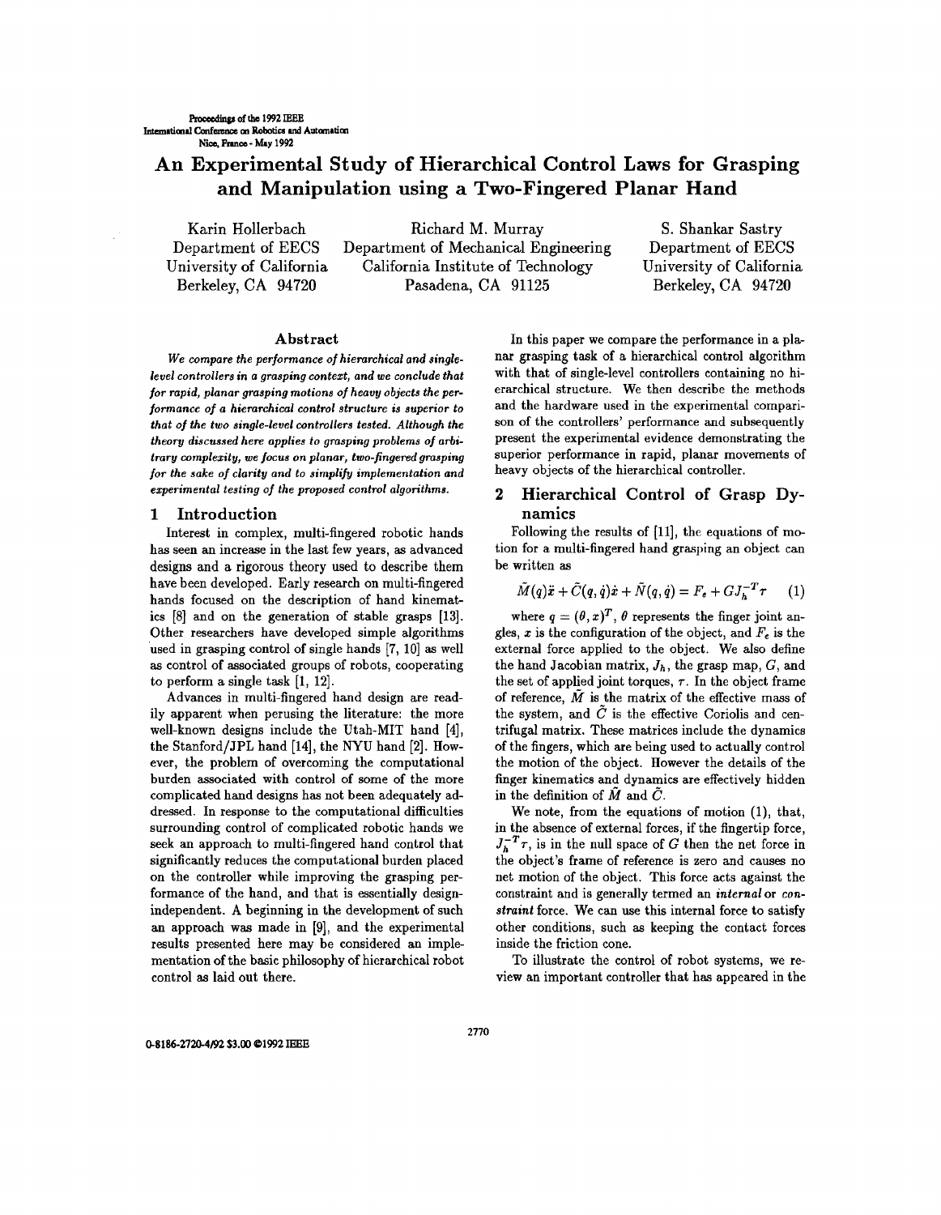Proceedings of the 1992 IEEE
International Conference on Robotics and Automation
Nice, France - May 1992

# An Experimental Study of Hierarchical Control Laws for Grasping and Manipulation using a Two-Fingered Planar Hand

Karin Hollerbach
Department of EECS
University of California
Berkeley, CA 94720

Richard M. Murray
Department of Mechanical Engineering
California Institute of Technology
Pasadena, CA 91125

S. Shankar Sastry
Department of EECS
University of California
Berkeley, CA 94720

### Abstract

*We compare the performance of hierarchical and single-level controllers in a grasping context, and we conclude that for rapid, planar grasping motions of heavy objects the performance of a hierarchical control structure is superior to that of the two single-level controllers tested. Although the theory discussed here applies to grasping problems of arbitrary complexity, we focus on planar, two-fingered grasping for the sake of clarity and to simplify implementation and experimental testing of the proposed control algorithms.*

## 1 Introduction

Interest in complex, multi-fingered robotic hands has seen an increase in the last few years, as advanced designs and a rigorous theory used to describe them have been developed. Early research on multi-fingered hands focused on the description of hand kinematics [8] and on the generation of stable grasps [13]. Other researchers have developed simple algorithms used in grasping control of single hands [7, 10] as well as control of associated groups of robots, cooperating to perform a single task [1, 12].

Advances in multi-fingered hand design are readily apparent when perusing the literature: the more well-known designs include the Utah-MIT hand [4], the Stanford/JPL hand [14], the NYU hand [2]. However, the problem of overcoming the computational burden associated with control of some of the more complicated hand designs has not been adequately addressed. In response to the computational difficulties surrounding control of complicated robotic hands we seek an approach to multi-fingered hand control that significantly reduces the computational burden placed on the controller while improving the grasping performance of the hand, and that is essentially design-independent. A beginning in the development of such an approach was made in [9], and the experimental results presented here may be considered an implementation of the basic philosophy of hierarchical robot control as laid out there.

In this paper we compare the performance in a planar grasping task of a hierarchical control algorithm with that of single-level controllers containing no hierarchical structure. We then describe the methods and the hardware used in the experimental comparison of the controllers' performance and subsequently present the experimental evidence demonstrating the superior performance in rapid, planar movements of heavy objects of the hierarchical controller.

## 2 Hierarchical Control of Grasp Dynamics

Following the results of [11], the equations of motion for a multi-fingered hand grasping an object can be written as

$$\tilde{M}(q)\ddot{x} + \tilde{C}(q,\dot{q})\dot{x} + \tilde{N}(q,\dot{q}) = F_e + GJ_h^{-T}\tau \qquad (1)$$

where $q = (\theta, x)^T$, $\theta$ represents the finger joint angles, $x$ is the configuration of the object, and $F_e$ is the external force applied to the object. We also define the hand Jacobian matrix, $J_h$, the grasp map, $G$, and the set of applied joint torques, $\tau$. In the object frame of reference, $\tilde{M}$ is the matrix of the effective mass of the system, and $\tilde{C}$ is the effective Coriolis and centrifugal matrix. These matrices include the dynamics of the fingers, which are being used to actually control the motion of the object. However the details of the finger kinematics and dynamics are effectively hidden in the definition of $\tilde{M}$ and $\tilde{C}$.

We note, from the equations of motion (1), that, in the absence of external forces, if the fingertip force, $J_h^{-T}\tau$, is in the null space of $G$ then the net force in the object's frame of reference is zero and causes no net motion of the object. This force acts against the constraint and is generally termed an *internal* or *constraint* force. We can use this internal force to satisfy other conditions, such as keeping the contact forces inside the friction cone.

To illustrate the control of robot systems, we review an important controller that has appeared in the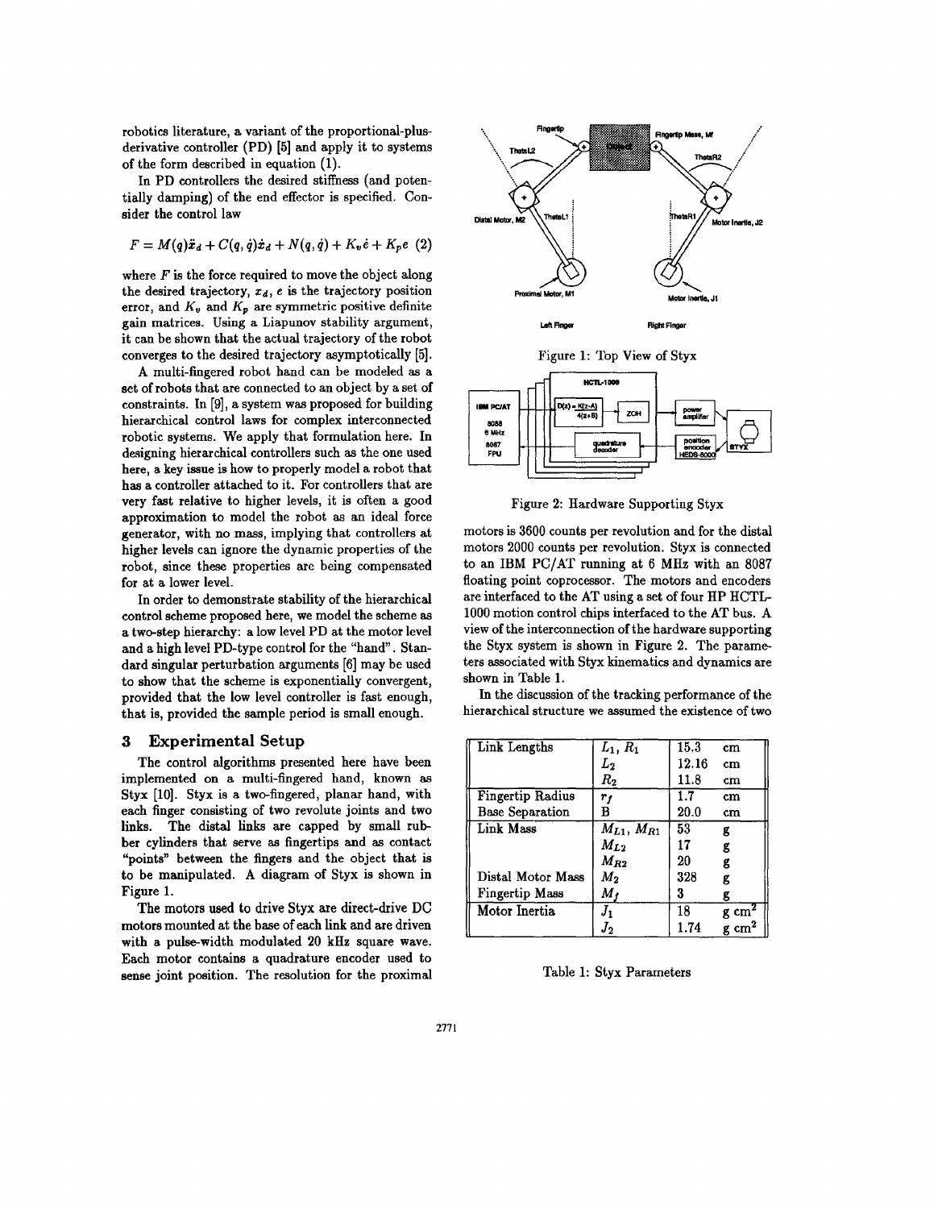robotics literature, a variant of the proportional-plus-derivative controller (PD) [5] and apply it to systems of the form described in equation (1).

In PD controllers the desired stiffness (and potentially damping) of the end effector is specified. Consider the control law

$$F = M(q)\ddot{x}_d + C(q,\dot{q})\dot{x}_d + N(q,\dot{q}) + K_v\dot{e} + K_p e \quad (2)$$

where $F$ is the force required to move the object along the desired trajectory, $x_d$, $e$ is the trajectory position error, and $K_v$ and $K_p$ are symmetric positive definite gain matrices. Using a Liapunov stability argument, it can be shown that the actual trajectory of the robot converges to the desired trajectory asymptotically [5].

A multi-fingered robot hand can be modeled as a set of robots that are connected to an object by a set of constraints. In [9], a system was proposed for building hierarchical control laws for complex interconnected robotic systems. We apply that formulation here. In designing hierarchical controllers such as the one used here, a key issue is how to properly model a robot that has a controller attached to it. For controllers that are very fast relative to higher levels, it is often a good approximation to model the robot as an ideal force generator, with no mass, implying that controllers at higher levels can ignore the dynamic properties of the robot, since these properties are being compensated for at a lower level.

In order to demonstrate stability of the hierarchical control scheme proposed here, we model the scheme as a two-step hierarchy: a low level PD at the motor level and a high level PD-type control for the "hand". Standard singular perturbation arguments [6] may be used to show that the scheme is exponentially convergent, provided that the low level controller is fast enough, that is, provided the sample period is small enough.

## 3 Experimental Setup

The control algorithms presented here have been implemented on a multi-fingered hand, known as Styx [10]. Styx is a two-fingered, planar hand, with each finger consisting of two revolute joints and two links. The distal links are capped by small rubber cylinders that serve as fingertips and as contact "points" between the fingers and the object that is to be manipulated. A diagram of Styx is shown in Figure 1.

The motors used to drive Styx are direct-drive DC motors mounted at the base of each link and are driven with a pulse-width modulated 20 kHz square wave. Each motor contains a quadrature encoder used to sense joint position. The resolution for the proximal motors is 3600 counts per revolution and for the distal motors 2000 counts per revolution. Styx is connected to an IBM PC/AT running at 6 MHz with an 8087 floating point coprocessor. The motors and encoders are interfaced to the AT using a set of four HP HCTL-1000 motion control chips interfaced to the AT bus. A view of the interconnection of the hardware supporting the Styx system is shown in Figure 2. The parameters associated with Styx kinematics and dynamics are shown in Table 1.

Figure 1: Top View of Styx

Figure 2: Hardware Supporting Styx

In the discussion of the tracking performance of the hierarchical structure we assumed the existence of two

| | | | |
|---|---|---|---|
| Link Lengths | $L_1, R_1$ | 15.3 | cm |
| | $L_2$ | 12.16 | cm |
| | $R_2$ | 11.8 | cm |
| Fingertip Radius | $r_f$ | 1.7 | cm |
| Base Separation | B | 20.0 | cm |
| Link Mass | $M_{L1}, M_{R1}$ | 53 | g |
| | $M_{L2}$ | 17 | g |
| | $M_{R2}$ | 20 | g |
| Distal Motor Mass | $M_2$ | 328 | g |
| Fingertip Mass | $M_f$ | 3 | g |
| Motor Inertia | $J_1$ | 18 | g cm$^2$ |
| | $J_2$ | 1.74 | g cm$^2$ |

Table 1: Styx Parameters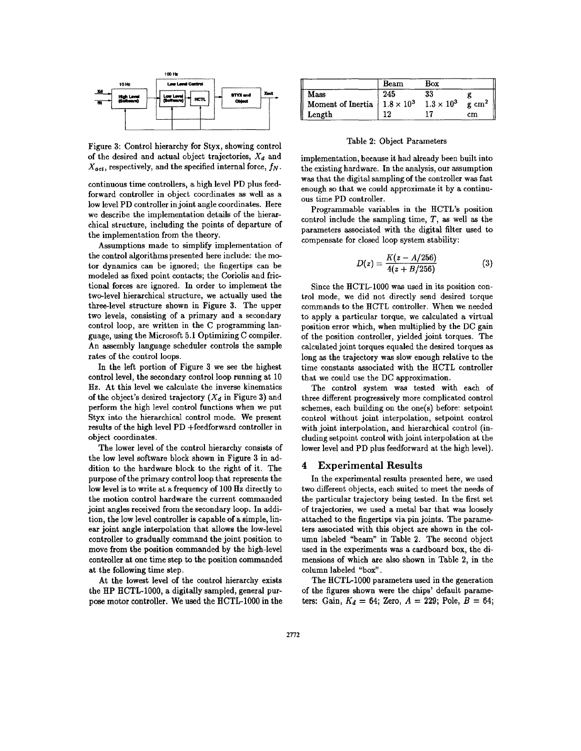Figure 3: Control hierarchy for Styx, showing control of the desired and actual object trajectories, $X_d$ and $X_{act}$, respectively, and the specified internal force, $f_N$.

continuous time controllers, a high level PD plus feedforward controller in object coordinates as well as a low level PD controller in joint angle coordinates. Here we describe the implementation details of the hierarchical structure, including the points of departure of the implementation from the theory.

Assumptions made to simplify implementation of the control algorithms presented here include: the motor dynamics can be ignored; the fingertips can be modeled as fixed point contacts; the Coriolis and frictional forces are ignored. In order to implement the two-level hierarchical structure, we actually used the three-level structure shown in Figure 3. The upper two levels, consisting of a primary and a secondary control loop, are written in the C programming language, using the Microsoft 5.1 Optimizing C compiler. An assembly language scheduler controls the sample rates of the control loops.

In the left portion of Figure 3 we see the highest control level, the secondary control loop running at 10 Hz. At this level we calculate the inverse kinematics of the object's desired trajectory ($X_d$ in Figure 3) and perform the high level control functions when we put Styx into the hierarchical control mode. We present results of the high level PD +feedforward controller in object coordinates.

The lower level of the control hierarchy consists of the low level software block shown in Figure 3 in addition to the hardware block to the right of it. The purpose of the primary control loop that represents the low level is to write at a frequency of 100 Hz directly to the motion control hardware the current commanded joint angles received from the secondary loop. In addition, the low level controller is capable of a simple, linear joint angle interpolation that allows the low-level controller to gradually command the joint position to move from the position commanded by the high-level controller at one time step to the position commanded at the following time step.

At the lowest level of the control hierarchy exists the HP HCTL-1000, a digitally sampled, general purpose motor controller. We used the HCTL-1000 in the

|  | Beam | Box |  |
|---|---|---|---|
| Mass | 245 | 33 | g |
| Moment of Inertia | $1.8 \times 10^3$ | $1.3 \times 10^3$ | g cm$^2$ |
| Length | 12 | 17 | cm |

Table 2: Object Parameters

implementation, because it had already been built into the existing hardware. In the analysis, our assumption was that the digital sampling of the controller was fast enough so that we could approximate it by a continuous time PD controller.

Programmable variables in the HCTL's position control include the sampling time, $T$, as well as the parameters associated with the digital filter used to compensate for closed loop system stability:

$$D(z) = \frac{K(z - A/256)}{4(z + B/256)} \tag{3}$$

Since the HCTL-1000 was used in its position control mode, we did not directly send desired torque commands to the HCTL controller. When we needed to apply a particular torque, we calculated a virtual position error which, when multiplied by the DC gain of the position controller, yielded joint torques. The calculated joint torques equaled the desired torques as long as the trajectory was slow enough relative to the time constants associated with the HCTL controller that we could use the DC approximation.

The control system was tested with each of three different progressively more complicated control schemes, each building on the one(s) before: setpoint control without joint interpolation, setpoint control with joint interpolation, and hierarchical control (including setpoint control with joint interpolation at the lower level and PD plus feedforward at the high level).

## 4 Experimental Results

In the experimental results presented here, we used two different objects, each suited to meet the needs of the particular trajectory being tested. In the first set of trajectories, we used a metal bar that was loosely attached to the fingertips via pin joints. The parameters associated with this object are shown in the column labeled "beam" in Table 2. The second object used in the experiments was a cardboard box, the dimensions of which are also shown in Table 2, in the column labeled "box".

The HCTL-1000 parameters used in the generation of the figures shown were the chips' default parameters: Gain, $K_d = 64$; Zero, $A = 229$; Pole, $B = 64$;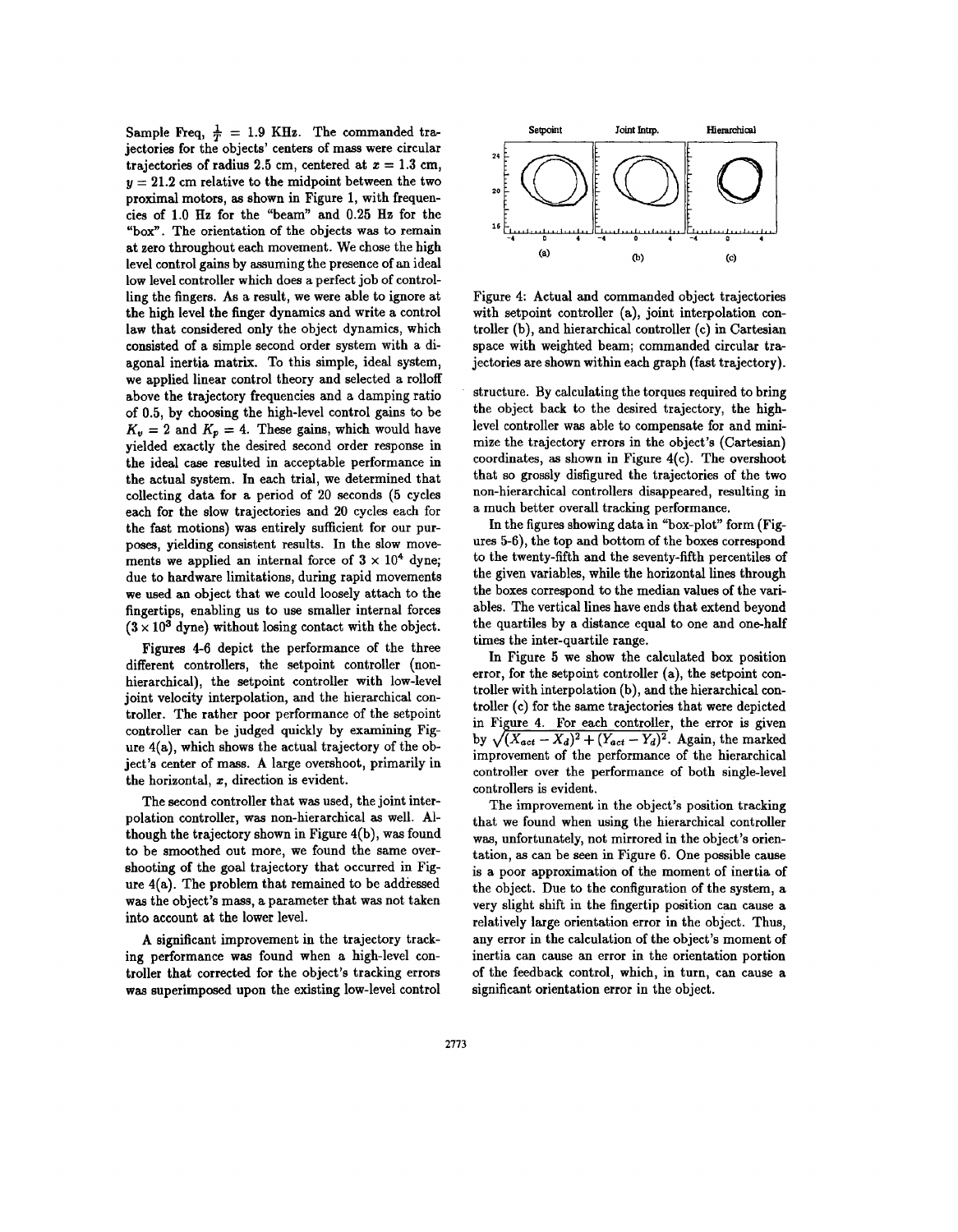Sample Freq, $\frac{1}{T}$ = 1.9 KHz. The commanded trajectories for the objects' centers of mass were circular trajectories of radius 2.5 cm, centered at $x = 1.3$ cm, $y = 21.2$ cm relative to the midpoint between the two proximal motors, as shown in Figure 1, with frequencies of 1.0 Hz for the "beam" and 0.25 Hz for the "box". The orientation of the objects was to remain at zero throughout each movement. We chose the high level control gains by assuming the presence of an ideal low level controller which does a perfect job of controlling the fingers. As a result, we were able to ignore at the high level the finger dynamics and write a control law that considered only the object dynamics, which consisted of a simple second order system with a diagonal inertia matrix. To this simple, ideal system, we applied linear control theory and selected a rolloff above the trajectory frequencies and a damping ratio of 0.5, by choosing the high-level control gains to be $K_v = 2$ and $K_p = 4$. These gains, which would have yielded exactly the desired second order response in the ideal case resulted in acceptable performance in the actual system. In each trial, we determined that collecting data for a period of 20 seconds (5 cycles each for the slow trajectories and 20 cycles each for the fast motions) was entirely sufficient for our purposes, yielding consistent results. In the slow movements we applied an internal force of $3 \times 10^4$ dyne; due to hardware limitations, during rapid movements we used an object that we could loosely attach to the fingertips, enabling us to use smaller internal forces ($3 \times 10^3$ dyne) without losing contact with the object.

Figures 4-6 depict the performance of the three different controllers, the setpoint controller (non-hierarchical), the setpoint controller with low-level joint velocity interpolation, and the hierarchical controller. The rather poor performance of the setpoint controller can be judged quickly by examining Figure 4(a), which shows the actual trajectory of the object's center of mass. A large overshoot, primarily in the horizontal, $x$, direction is evident.

The second controller that was used, the joint interpolation controller, was non-hierarchical as well. Although the trajectory shown in Figure 4(b), was found to be smoothed out more, we found the same overshooting of the goal trajectory that occurred in Figure 4(a). The problem that remained to be addressed was the object's mass, a parameter that was not taken into account at the lower level.

A significant improvement in the trajectory tracking performance was found when a high-level controller that corrected for the object's tracking errors was superimposed upon the existing low-level control structure. By calculating the torques required to bring the object back to the desired trajectory, the high-level controller was able to compensate for and minimize the trajectory errors in the object's (Cartesian) coordinates, as shown in Figure 4(c). The overshoot that so grossly disfigured the trajectories of the two non-hierarchical controllers disappeared, resulting in a much better overall tracking performance.

Figure 4: Actual and commanded object trajectories with setpoint controller (a), joint interpolation controller (b), and hierarchical controller (c) in Cartesian space with weighted beam; commanded circular trajectories are shown within each graph (fast trajectory).

In the figures showing data in "box-plot" form (Figures 5-6), the top and bottom of the boxes correspond to the twenty-fifth and the seventy-fifth percentiles of the given variables, while the horizontal lines through the boxes correspond to the median values of the variables. The vertical lines have ends that extend beyond the quartiles by a distance equal to one and one-half times the inter-quartile range.

In Figure 5 we show the calculated box position error, for the setpoint controller (a), the setpoint controller with interpolation (b), and the hierarchical controller (c) for the same trajectories that were depicted in Figure 4. For each controller, the error is given by $\sqrt{(X_{act} - X_d)^2 + (Y_{act} - Y_d)^2}$. Again, the marked improvement of the performance of the hierarchical controller over the performance of both single-level controllers is evident.

The improvement in the object's position tracking that we found when using the hierarchical controller was, unfortunately, not mirrored in the object's orientation, as can be seen in Figure 6. One possible cause is a poor approximation of the moment of inertia of the object. Due to the configuration of the system, a very slight shift in the fingertip position can cause a relatively large orientation error in the object. Thus, any error in the calculation of the object's moment of inertia can cause an error in the orientation portion of the feedback control, which, in turn, can cause a significant orientation error in the object.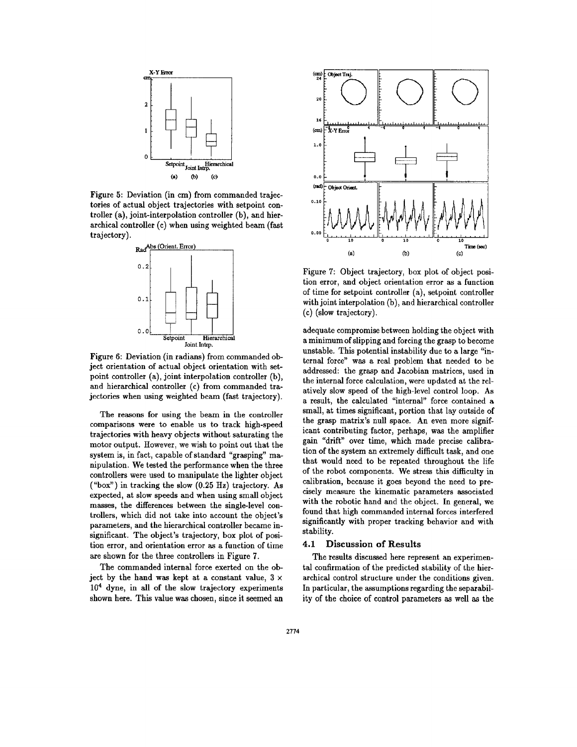Figure 5: Deviation (in cm) from commanded trajectories of actual object trajectories with setpoint controller (a), joint-interpolation controller (b), and hierarchical controller (c) when using weighted beam (fast trajectory).

Figure 6: Deviation (in radians) from commanded object orientation of actual object orientation with setpoint controller (a), joint interpolation controller (b), and hierarchical controller (c) from commanded trajectories when using weighted beam (fast trajectory).

The reasons for using the beam in the controller comparisons were to enable us to track high-speed trajectories with heavy objects without saturating the motor output. However, we wish to point out that the system is, in fact, capable of standard "grasping" manipulation. We tested the performance when the three controllers were used to manipulate the lighter object ("box") in tracking the slow (0.25 Hz) trajectory. As expected, at slow speeds and when using small object masses, the differences between the single-level controllers, which did not take into account the object's parameters, and the hierarchical controller became insignificant. The object's trajectory, box plot of position error, and orientation error as a function of time are shown for the three controllers in Figure 7.

The commanded internal force exerted on the object by the hand was kept at a constant value, $3 \times 10^4$ dyne, in all of the slow trajectory experiments shown here. This value was chosen, since it seemed an

Figure 7: Object trajectory, box plot of object position error, and object orientation error as a function of time for setpoint controller (a), setpoint controller with joint interpolation (b), and hierarchical controller (c) (slow trajectory).

adequate compromise between holding the object with a minimum of slipping and forcing the grasp to become unstable. This potential instability due to a large "internal force" was a real problem that needed to be addressed: the grasp and Jacobian matrices, used in the internal force calculation, were updated at the relatively slow speed of the high-level control loop. As a result, the calculated "internal" force contained a small, at times significant, portion that lay outside of the grasp matrix's null space. An even more significant contributing factor, perhaps, was the amplifier gain "drift" over time, which made precise calibration of the system an extremely difficult task, and one that would need to be repeated throughout the life of the robot components. We stress this difficulty in calibration, because it goes beyond the need to precisely measure the kinematic parameters associated with the robotic hand and the object. In general, we found that high commanded internal forces interfered significantly with proper tracking behavior and with stability.

### 4.1 Discussion of Results

The results discussed here represent an experimental confirmation of the predicted stability of the hierarchical control structure under the conditions given. In particular, the assumptions regarding the separability of the choice of control parameters as well as the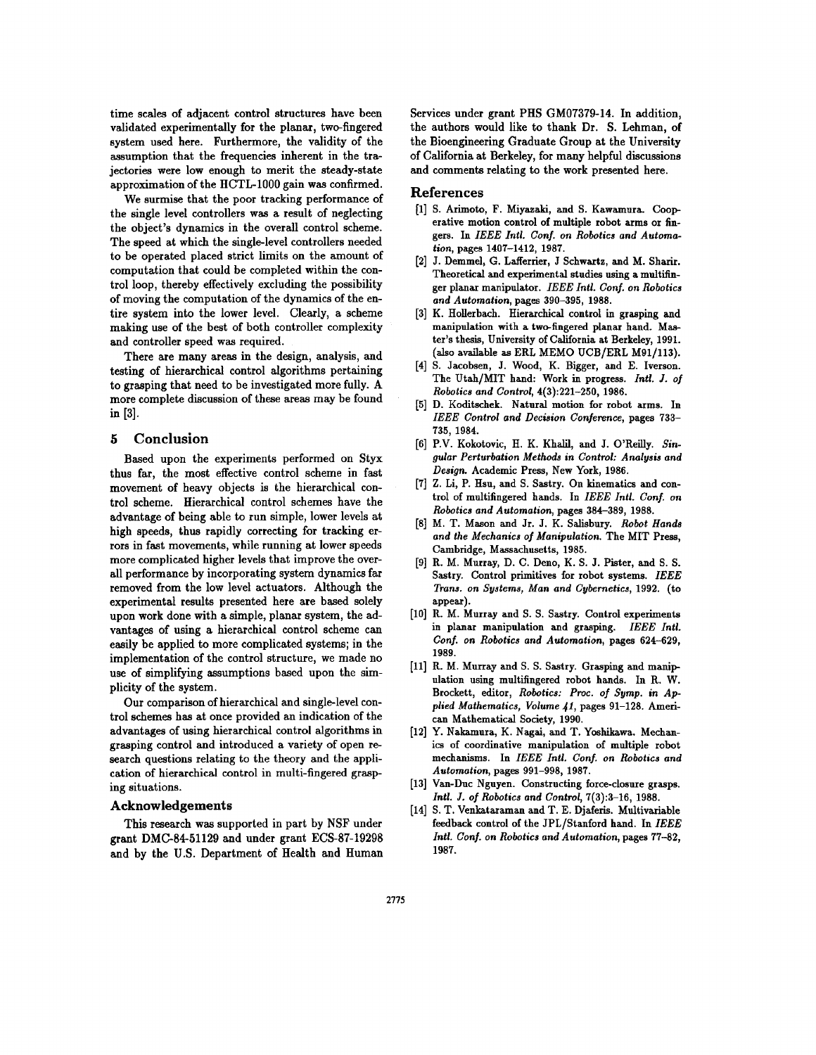time scales of adjacent control structures have been validated experimentally for the planar, two-fingered system used here. Furthermore, the validity of the assumption that the frequencies inherent in the trajectories were low enough to merit the steady-state approximation of the HCTL-1000 gain was confirmed.

We surmise that the poor tracking performance of the single level controllers was a result of neglecting the object's dynamics in the overall control scheme. The speed at which the single-level controllers needed to be operated placed strict limits on the amount of computation that could be completed within the control loop, thereby effectively excluding the possibility of moving the computation of the dynamics of the entire system into the lower level. Clearly, a scheme making use of the best of both controller complexity and controller speed was required.

There are many areas in the design, analysis, and testing of hierarchical control algorithms pertaining to grasping that need to be investigated more fully. A more complete discussion of these areas may be found in [3].

## 5 Conclusion

Based upon the experiments performed on Styx thus far, the most effective control scheme in fast movement of heavy objects is the hierarchical control scheme. Hierarchical control schemes have the advantage of being able to run simple, lower levels at high speeds, thus rapidly correcting for tracking errors in fast movements, while running at lower speeds more complicated higher levels that improve the overall performance by incorporating system dynamics far removed from the low level actuators. Although the experimental results presented here are based solely upon work done with a simple, planar system, the advantages of using a hierarchical control scheme can easily be applied to more complicated systems; in the implementation of the control structure, we made no use of simplifying assumptions based upon the simplicity of the system.

Our comparison of hierarchical and single-level control schemes has at once provided an indication of the advantages of using hierarchical control algorithms in grasping control and introduced a variety of open research questions relating to the theory and the application of hierarchical control in multi-fingered grasping situations.

### Acknowledgements

This research was supported in part by NSF under grant DMC-84-51129 and under grant ECS-87-19298 and by the U.S. Department of Health and Human Services under grant PHS GM07379-14. In addition, the authors would like to thank Dr. S. Lehman, of the Bioengineering Graduate Group at the University of California at Berkeley, for many helpful discussions and comments relating to the work presented here.

## References

[1] S. Arimoto, F. Miyazaki, and S. Kawamura. Cooperative motion control of multiple robot arms or fingers. In *IEEE Intl. Conf. on Robotics and Automation*, pages 1407–1412, 1987.

[2] J. Demmel, G. Lafferrier, J Schwartz, and M. Sharir. Theoretical and experimental studies using a multifinger planar manipulator. *IEEE Intl. Conf. on Robotics and Automation*, pages 390–395, 1988.

[3] K. Hollerbach. Hierarchical control in grasping and manipulation with a two-fingered planar hand. Master's thesis, University of California at Berkeley, 1991. (also available as ERL MEMO UCB/ERL M91/113).

[4] S. Jacobsen, J. Wood, K. Bigger, and E. Iverson. The Utah/MIT hand: Work in progress. *Intl. J. of Robotics and Control*, 4(3):221–250, 1986.

[5] D. Koditschek. Natural motion for robot arms. In *IEEE Control and Decision Conference*, pages 733–735, 1984.

[6] P.V. Kokotovic, H. K. Khalil, and J. O'Reilly. *Singular Perturbation Methods in Control: Analysis and Design*. Academic Press, New York, 1986.

[7] Z. Li, P. Hsu, and S. Sastry. On kinematics and control of multifingered hands. In *IEEE Intl. Conf. on Robotics and Automation*, pages 384–389, 1988.

[8] M. T. Mason and Jr. J. K. Salisbury. *Robot Hands and the Mechanics of Manipulation*. The MIT Press, Cambridge, Massachusetts, 1985.

[9] R. M. Murray, D. C. Deno, K. S. J. Pister, and S. S. Sastry. Control primitives for robot systems. *IEEE Trans. on Systems, Man and Cybernetics*, 1992. (to appear).

[10] R. M. Murray and S. S. Sastry. Control experiments in planar manipulation and grasping. *IEEE Intl. Conf. on Robotics and Automation*, pages 624–629, 1989.

[11] R. M. Murray and S. S. Sastry. Grasping and manipulation using multifingered robot hands. In R. W. Brockett, editor, *Robotics: Proc. of Symp. in Applied Mathematics, Volume 41*, pages 91–128. American Mathematical Society, 1990.

[12] Y. Nakamura, K. Nagai, and T. Yoshikawa. Mechanics of coordinative manipulation of multiple robot mechanisms. In *IEEE Intl. Conf. on Robotics and Automation*, pages 991–998, 1987.

[13] Van-Duc Nguyen. Constructing force-closure grasps. *Intl. J. of Robotics and Control*, 7(3):3–16, 1988.

[14] S. T. Venkataraman and T. E. Djaferis. Multivariable feedback control of the JPL/Stanford hand. In *IEEE Intl. Conf. on Robotics and Automation*, pages 77–82, 1987.